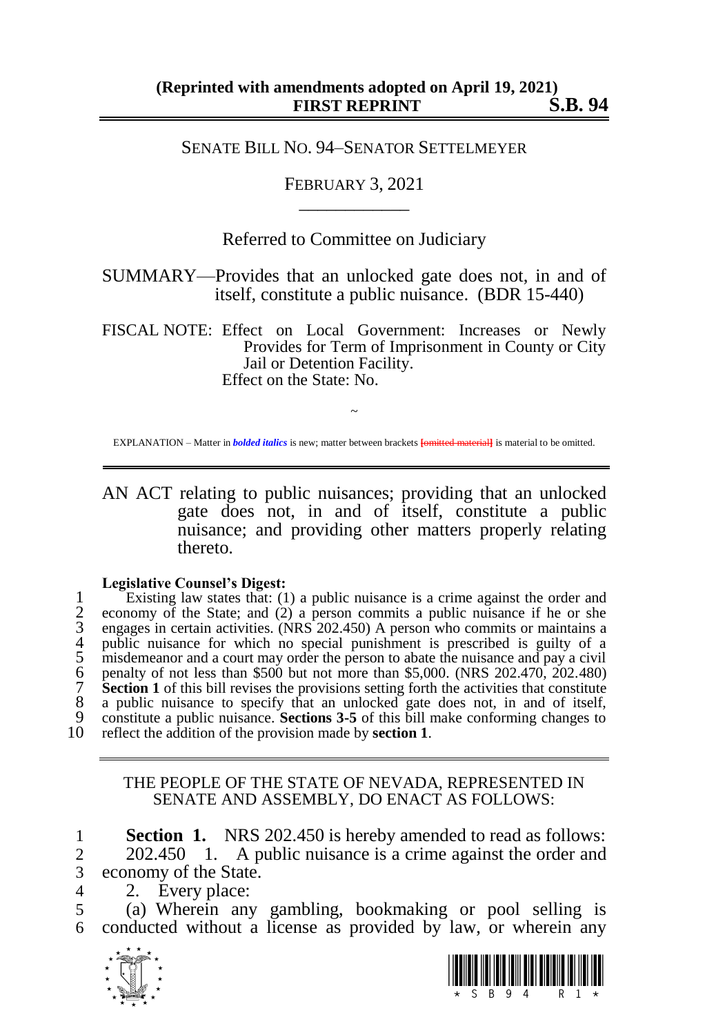**(Reprinted with amendments adopted on April 19, 2021)**
**FIRST REPRINT S.B. 94**

SENATE BILL NO. 94–SENATOR SETTELMEYER

FEBRUARY 3, 2021

\_\_\_\_\_\_\_\_\_\_\_\_

Referred to Committee on Judiciary

SUMMARY—Provides that an unlocked gate does not, in and of itself, constitute a public nuisance. (BDR 15-440)

FISCAL NOTE: Effect on Local Government: Increases or Newly Provides for Term of Imprisonment in County or City Jail or Detention Facility.
Effect on the State: No.

~

EXPLANATION – Matter in ***bolded italics*** is new; matter between brackets [omitted material] is material to be omitted.

AN ACT relating to public nuisances; providing that an unlocked gate does not, in and of itself, constitute a public nuisance; and providing other matters properly relating thereto.

**Legislative Counsel's Digest:**

Existing law states that: (1) a public nuisance is a crime against the order and economy of the State; and (2) a person commits a public nuisance if he or she engages in certain activities. (NRS 202.450) A person who commits or maintains a public nuisance for which no special punishment is prescribed is guilty of a misdemeanor and a court may order the person to abate the nuisance and pay a civil penalty of not less than $500 but not more than $5,000. (NRS 202.470, 202.480) **Section 1** of this bill revises the provisions setting forth the activities that constitute a public nuisance to specify that an unlocked gate does not, in and of itself, constitute a public nuisance. **Sections 3-5** of this bill make conforming changes to reflect the addition of the provision made by **section 1**.

THE PEOPLE OF THE STATE OF NEVADA, REPRESENTED IN SENATE AND ASSEMBLY, DO ENACT AS FOLLOWS:

**Section 1.** NRS 202.450 is hereby amended to read as follows:

202.450 1. A public nuisance is a crime against the order and economy of the State.

2. Every place:

(a) Wherein any gambling, bookmaking or pool selling is conducted without a license as provided by law, or wherein any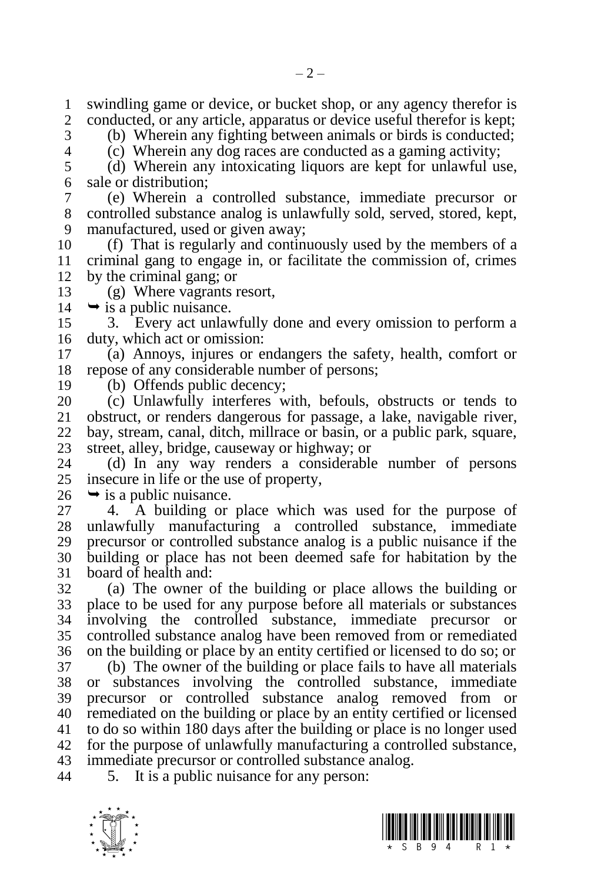swindling game or device, or bucket shop, or any agency therefor is conducted, or any article, apparatus or device useful therefor is kept;

(b) Wherein any fighting between animals or birds is conducted;

(c) Wherein any dog races are conducted as a gaming activity;

(d) Wherein any intoxicating liquors are kept for unlawful use, sale or distribution;

(e) Wherein a controlled substance, immediate precursor or controlled substance analog is unlawfully sold, served, stored, kept, manufactured, used or given away;

(f) That is regularly and continuously used by the members of a criminal gang to engage in, or facilitate the commission of, crimes by the criminal gang; or

(g) Where vagrants resort,

➥ is a public nuisance.

3. Every act unlawfully done and every omission to perform a duty, which act or omission:

(a) Annoys, injures or endangers the safety, health, comfort or repose of any considerable number of persons;

(b) Offends public decency;

(c) Unlawfully interferes with, befouls, obstructs or tends to obstruct, or renders dangerous for passage, a lake, navigable river, bay, stream, canal, ditch, millrace or basin, or a public park, square, street, alley, bridge, causeway or highway; or

(d) In any way renders a considerable number of persons insecure in life or the use of property,

➥ is a public nuisance.

4. A building or place which was used for the purpose of unlawfully manufacturing a controlled substance, immediate precursor or controlled substance analog is a public nuisance if the building or place has not been deemed safe for habitation by the board of health and:

(a) The owner of the building or place allows the building or place to be used for any purpose before all materials or substances involving the controlled substance, immediate precursor or controlled substance analog have been removed from or remediated on the building or place by an entity certified or licensed to do so; or

(b) The owner of the building or place fails to have all materials or substances involving the controlled substance, immediate precursor or controlled substance analog removed from or remediated on the building or place by an entity certified or licensed to do so within 180 days after the building or place is no longer used for the purpose of unlawfully manufacturing a controlled substance, immediate precursor or controlled substance analog.

5. It is a public nuisance for any person: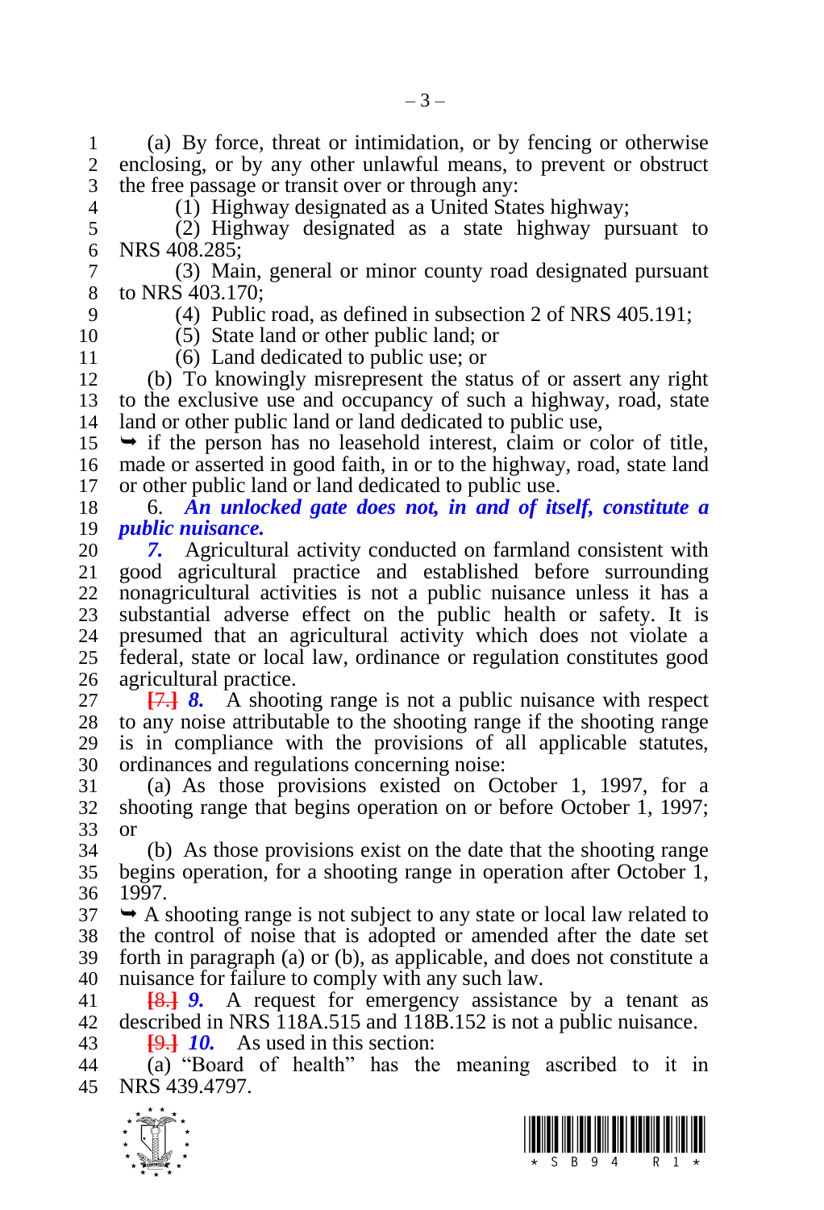(a) By force, threat or intimidation, or by fencing or otherwise enclosing, or by any other unlawful means, to prevent or obstruct the free passage or transit over or through any:

(1) Highway designated as a United States highway;

(2) Highway designated as a state highway pursuant to NRS 408.285;

(3) Main, general or minor county road designated pursuant to NRS 403.170;

(4) Public road, as defined in subsection 2 of NRS 405.191;

(5) State land or other public land; or

(6) Land dedicated to public use; or

(b) To knowingly misrepresent the status of or assert any right to the exclusive use and occupancy of such a highway, road, state land or other public land or land dedicated to public use,

➥ if the person has no leasehold interest, claim or color of title, made or asserted in good faith, in or to the highway, road, state land or other public land or land dedicated to public use.

6. ***An unlocked gate does not, in and of itself, constitute a public nuisance.***

***7.*** Agricultural activity conducted on farmland consistent with good agricultural practice and established before surrounding nonagricultural activities is not a public nuisance unless it has a substantial adverse effect on the public health or safety. It is presumed that an agricultural activity which does not violate a federal, state or local law, ordinance or regulation constitutes good agricultural practice.

~~[7.]~~ ***8.*** A shooting range is not a public nuisance with respect to any noise attributable to the shooting range if the shooting range is in compliance with the provisions of all applicable statutes, ordinances and regulations concerning noise:

(a) As those provisions existed on October 1, 1997, for a shooting range that begins operation on or before October 1, 1997; or

(b) As those provisions exist on the date that the shooting range begins operation, for a shooting range in operation after October 1, 1997.

➥ A shooting range is not subject to any state or local law related to the control of noise that is adopted or amended after the date set forth in paragraph (a) or (b), as applicable, and does not constitute a nuisance for failure to comply with any such law.

~~[8.]~~ ***9.*** A request for emergency assistance by a tenant as described in NRS 118A.515 and 118B.152 is not a public nuisance.

~~[9.]~~ ***10.*** As used in this section:

(a) "Board of health" has the meaning ascribed to it in NRS 439.4797.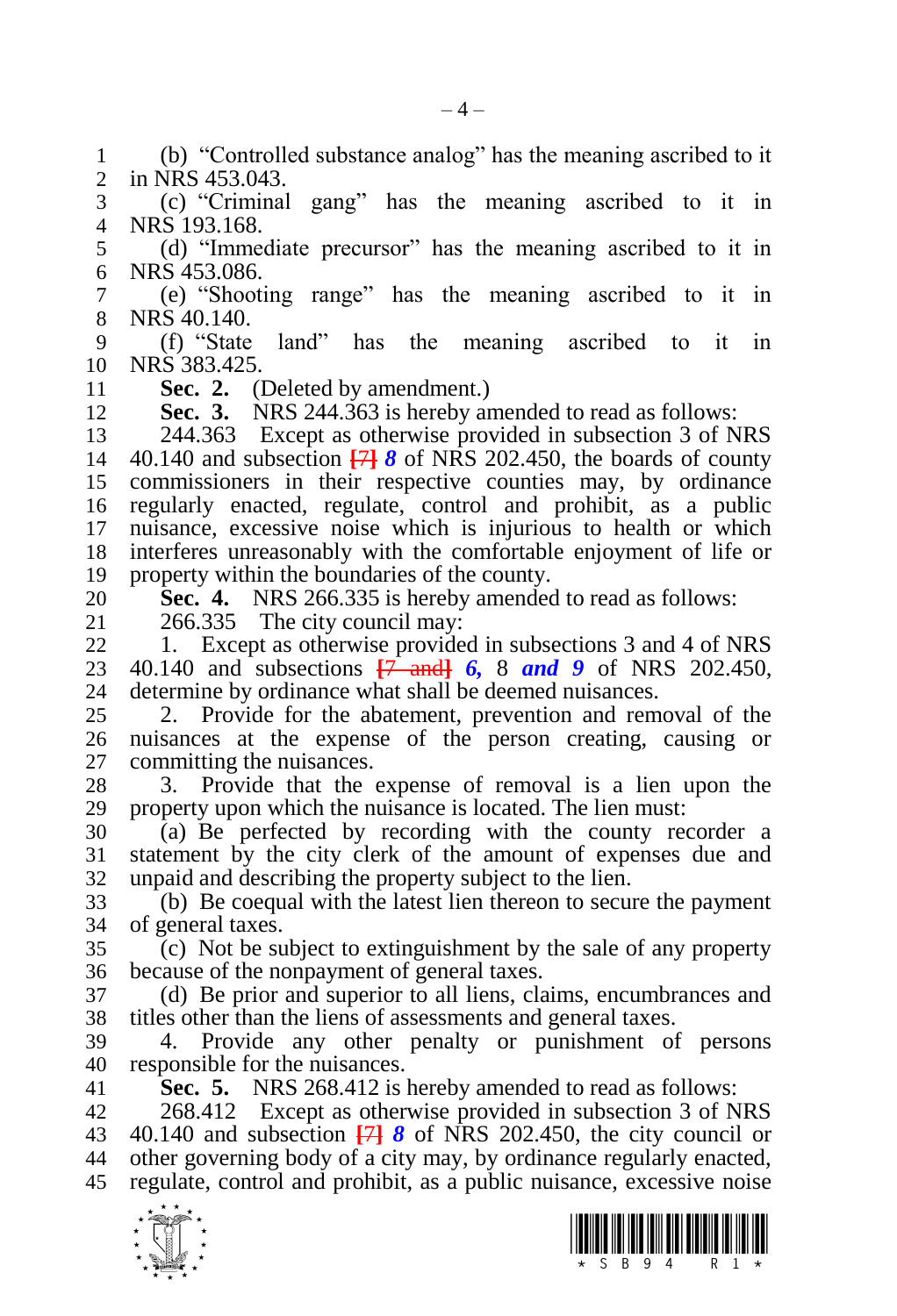(b) "Controlled substance analog" has the meaning ascribed to it in NRS 453.043.

(c) "Criminal gang" has the meaning ascribed to it in NRS 193.168.

(d) "Immediate precursor" has the meaning ascribed to it in NRS 453.086.

(e) "Shooting range" has the meaning ascribed to it in NRS 40.140.

(f) "State land" has the meaning ascribed to it in NRS 383.425.

**Sec. 2.** (Deleted by amendment.)

**Sec. 3.** NRS 244.363 is hereby amended to read as follows:

244.363 Except as otherwise provided in subsection 3 of NRS 40.140 and subsection [7] ***8*** of NRS 202.450, the boards of county commissioners in their respective counties may, by ordinance regularly enacted, regulate, control and prohibit, as a public nuisance, excessive noise which is injurious to health or which interferes unreasonably with the comfortable enjoyment of life or property within the boundaries of the county.

**Sec. 4.** NRS 266.335 is hereby amended to read as follows:

266.335 The city council may:

1. Except as otherwise provided in subsections 3 and 4 of NRS 40.140 and subsections [7 and] ***6,*** 8 ***and 9*** of NRS 202.450, determine by ordinance what shall be deemed nuisances.

2. Provide for the abatement, prevention and removal of the nuisances at the expense of the person creating, causing or committing the nuisances.

3. Provide that the expense of removal is a lien upon the property upon which the nuisance is located. The lien must:

(a) Be perfected by recording with the county recorder a statement by the city clerk of the amount of expenses due and unpaid and describing the property subject to the lien.

(b) Be coequal with the latest lien thereon to secure the payment of general taxes.

(c) Not be subject to extinguishment by the sale of any property because of the nonpayment of general taxes.

(d) Be prior and superior to all liens, claims, encumbrances and titles other than the liens of assessments and general taxes.

4. Provide any other penalty or punishment of persons responsible for the nuisances.

**Sec. 5.** NRS 268.412 is hereby amended to read as follows:

268.412 Except as otherwise provided in subsection 3 of NRS 40.140 and subsection [7] ***8*** of NRS 202.450, the city council or other governing body of a city may, by ordinance regularly enacted, regulate, control and prohibit, as a public nuisance, excessive noise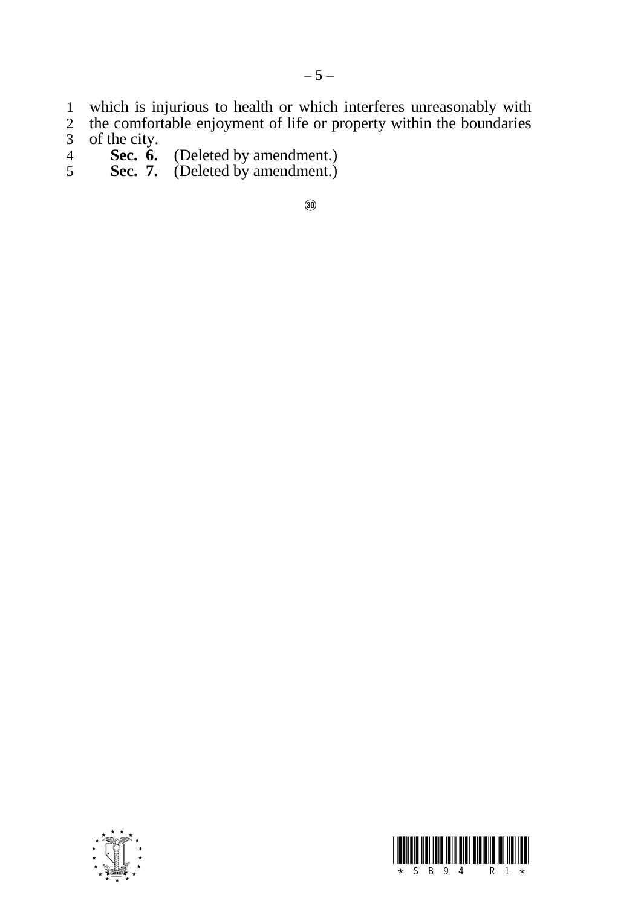which is injurious to health or which interferes unreasonably with the comfortable enjoyment of life or property within the boundaries of the city.

**Sec. 6.** (Deleted by amendment.)

**Sec. 7.** (Deleted by amendment.)

⑳